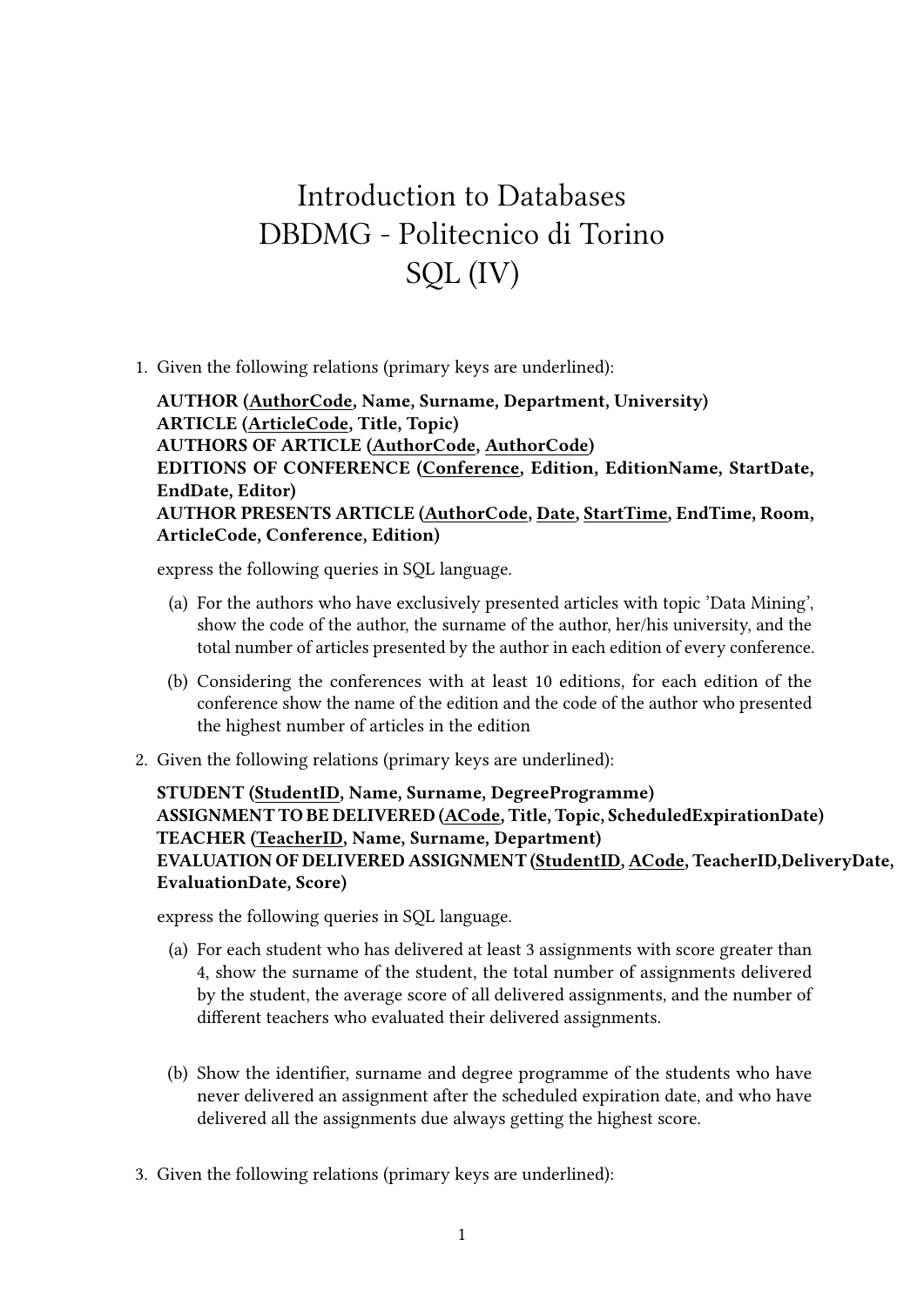# Introduction to Databases
# DBDMG - Politecnico di Torino
# SQL (IV)

1. Given the following relations (primary keys are underlined):

   **AUTHOR (<u>AuthorCode</u>, Name, Surname, Department, University)**
   **ARTICLE (<u>ArticleCode</u>, Title, Topic)**
   **AUTHORS OF ARTICLE (<u>AuthorCode</u>, <u>AuthorCode</u>)**
   **EDITIONS OF CONFERENCE (<u>Conference</u>, Edition, EditionName, StartDate, EndDate, Editor)**
   **AUTHOR PRESENTS ARTICLE (<u>AuthorCode</u>, <u>Date</u>, <u>StartTime</u>, EndTime, Room, ArticleCode, Conference, Edition)**

   express the following queries in SQL language.

   (a) For the authors who have exclusively presented articles with topic 'Data Mining', show the code of the author, the surname of the author, her/his university, and the total number of articles presented by the author in each edition of every conference.

   (b) Considering the conferences with at least 10 editions, for each edition of the conference show the name of the edition and the code of the author who presented the highest number of articles in the edition

2. Given the following relations (primary keys are underlined):

   **STUDENT (<u>StudentID</u>, Name, Surname, DegreeProgramme)**
   **ASSIGNMENT TO BE DELIVERED (<u>ACode</u>, Title, Topic, ScheduledExpirationDate)**
   **TEACHER (<u>TeacherID</u>, Name, Surname, Department)**
   **EVALUATION OF DELIVERED ASSIGNMENT (<u>StudentID</u>, <u>ACode</u>, TeacherID,DeliveryDate, EvaluationDate, Score)**

   express the following queries in SQL language.

   (a) For each student who has delivered at least 3 assignments with score greater than 4, show the surname of the student, the total number of assignments delivered by the student, the average score of all delivered assignments, and the number of different teachers who evaluated their delivered assignments.

   (b) Show the identifier, surname and degree programme of the students who have never delivered an assignment after the scheduled expiration date, and who have delivered all the assignments due always getting the highest score.

3. Given the following relations (primary keys are underlined):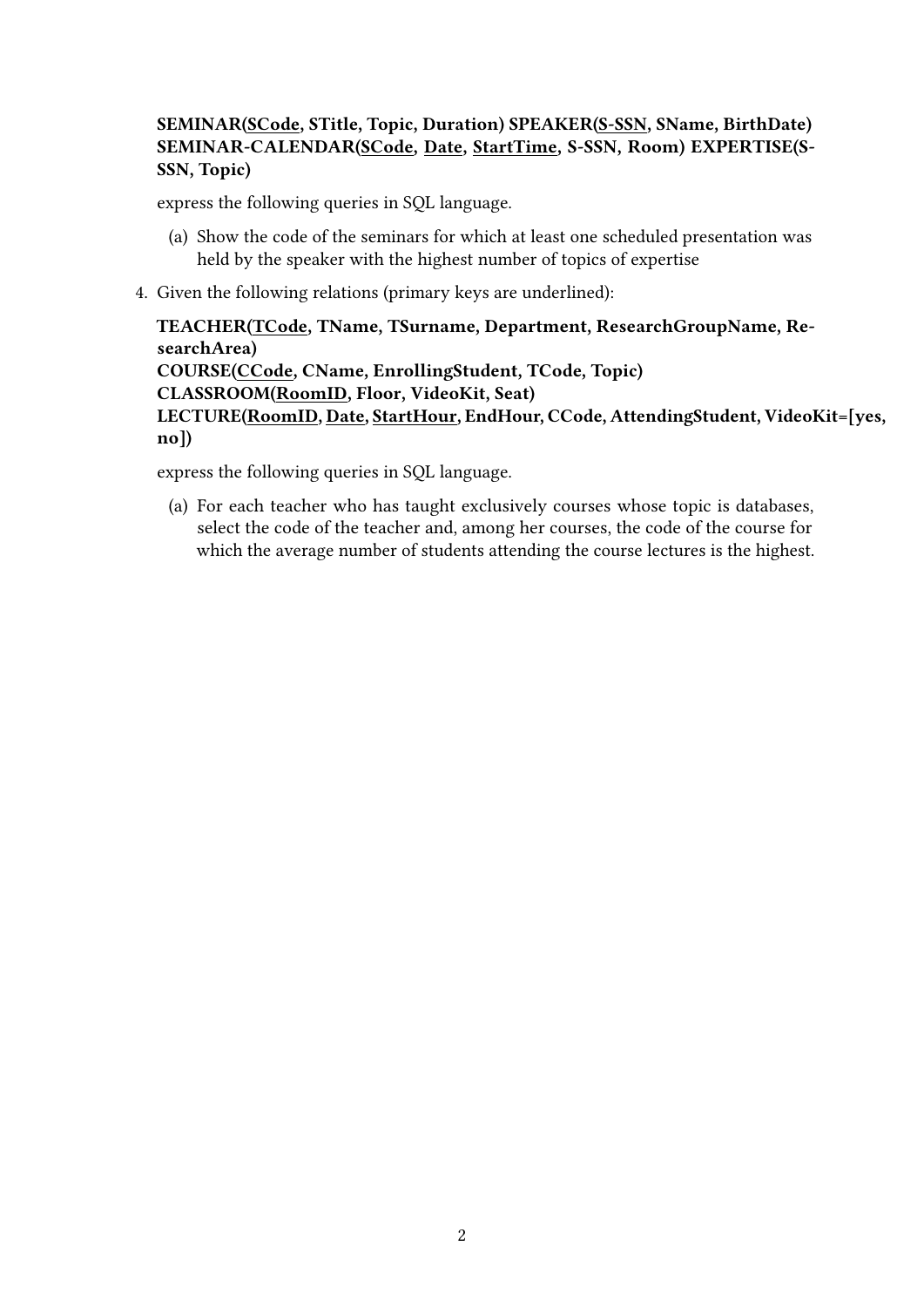**SEMINAR(<u>SCode</u>, STitle, Topic, Duration) SPEAKER(<u>S-SSN</u>, SName, BirthDate) SEMINAR-CALENDAR(<u>SCode</u>, <u>Date</u>, <u>StartTime</u>, S-SSN, Room) EXPERTISE(S-SSN, Topic)**

express the following queries in SQL language.

(a) Show the code of the seminars for which at least one scheduled presentation was held by the speaker with the highest number of topics of expertise

4. Given the following relations (primary keys are underlined):

   **TEACHER(<u>TCode</u>, TName, TSurname, Department, ResearchGroupName, ResearchArea)**
   **COURSE(<u>CCode</u>, CName, EnrollingStudent, TCode, Topic)**
   **CLASSROOM(<u>RoomID</u>, Floor, VideoKit, Seat)**
   **LECTURE(<u>RoomID</u>, <u>Date</u>, <u>StartHour</u>, EndHour, CCode, AttendingStudent, VideoKit=[yes, no])**

   express the following queries in SQL language.

   (a) For each teacher who has taught exclusively courses whose topic is databases, select the code of the teacher and, among her courses, the code of the course for which the average number of students attending the course lectures is the highest.